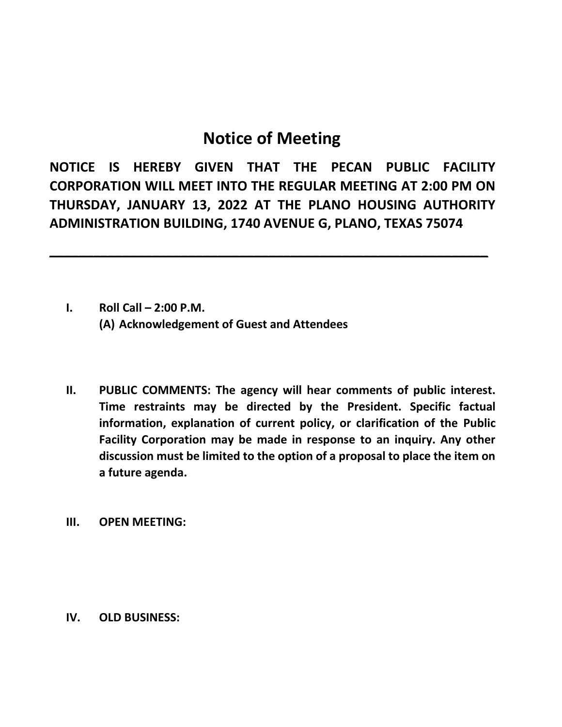# Notice of Meeting

**NOTICE IS HEREBY GIVEN THAT THE PECAN PUBLIC FACILITY CORPORATION WILL MEET INTO THE REGULAR MEETING AT 2:00 PM ON THURSDAY, JANUARY 13, 2022 AT THE PLANO HOUSING AUTHORITY ADMINISTRATION BUILDING, 1740 AVENUE G, PLANO, TEXAS 75074**

---

**I. Roll Call – 2:00 P.M.**
**(A) Acknowledgement of Guest and Attendees**

**II. PUBLIC COMMENTS: The agency will hear comments of public interest. Time restraints may be directed by the President. Specific factual information, explanation of current policy, or clarification of the Public Facility Corporation may be made in response to an inquiry. Any other discussion must be limited to the option of a proposal to place the item on a future agenda.**

**III. OPEN MEETING:**

**IV. OLD BUSINESS:**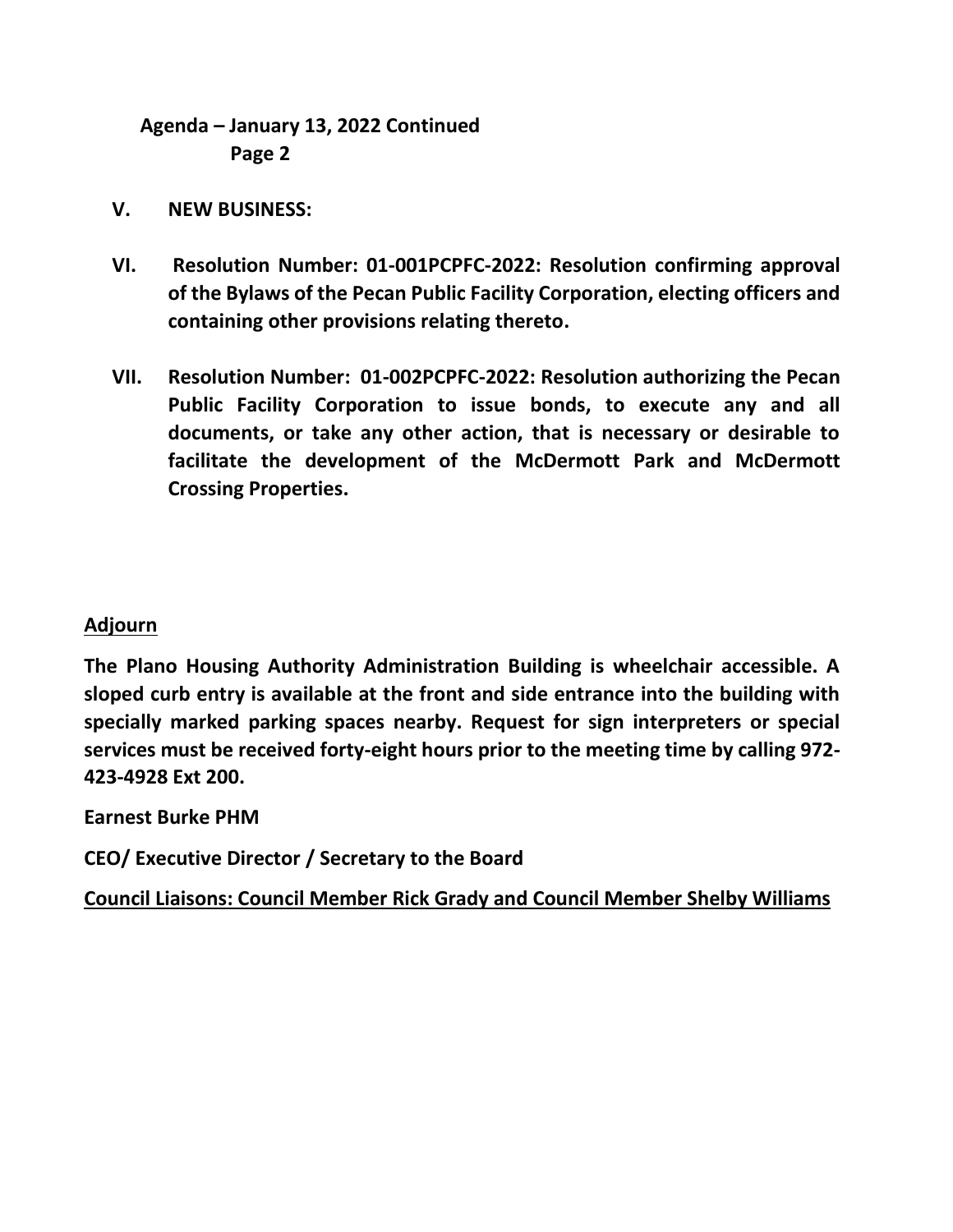**Agenda – January 13, 2022 Continued**
**Page 2**

**V. NEW BUSINESS:**

**VI. Resolution Number: 01-001PCPFC-2022: Resolution confirming approval of the Bylaws of the Pecan Public Facility Corporation, electing officers and containing other provisions relating thereto.**

**VII. Resolution Number: 01-002PCPFC-2022: Resolution authorizing the Pecan Public Facility Corporation to issue bonds, to execute any and all documents, or take any other action, that is necessary or desirable to facilitate the development of the McDermott Park and McDermott Crossing Properties.**

**Adjourn**

**The Plano Housing Authority Administration Building is wheelchair accessible. A sloped curb entry is available at the front and side entrance into the building with specially marked parking spaces nearby. Request for sign interpreters or special services must be received forty-eight hours prior to the meeting time by calling 972-423-4928 Ext 200.**

**Earnest Burke PHM**

**CEO/ Executive Director / Secretary to the Board**

**Council Liaisons: Council Member Rick Grady and Council Member Shelby Williams**